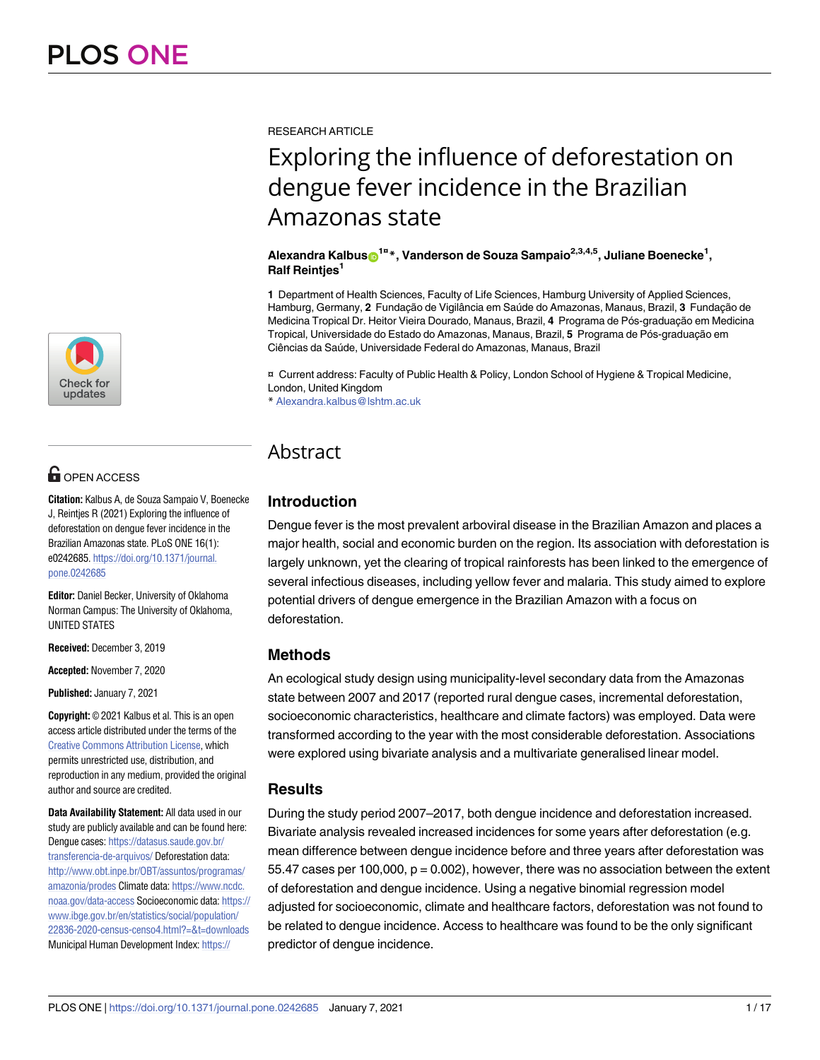RESEARCH ARTICLE

# Exploring the influence of deforestation on dengue fever incidence in the Brazilian Amazonas state

**Alexandra Kalbus[1¤]\*, Vanderson de Souza Sampaio[2,3,4,5], Juliane Boenecke[1], Ralf Reintjes[1]**

**1** Department of Health Sciences, Faculty of Life Sciences, Hamburg University of Applied Sciences, Hamburg, Germany, **2** Fundação de Vigilância em Saúde do Amazonas, Manaus, Brazil, **3** Fundação de Medicina Tropical Dr. Heitor Vieira Dourado, Manaus, Brazil, **4** Programa de Pós-graduação em Medicina Tropical, Universidade do Estado do Amazonas, Manaus, Brazil, **5** Programa de Pós-graduação em Ciências da Saúde, Universidade Federal do Amazonas, Manaus, Brazil

¤ Current address: Faculty of Public Health & Policy, London School of Hygiene & Tropical Medicine, London, United Kingdom

\* Alexandra.kalbus@lshtm.ac.uk

OPEN ACCESS

**Citation:** Kalbus A, de Souza Sampaio V, Boenecke J, Reintjes R (2021) Exploring the influence of deforestation on dengue fever incidence in the Brazilian Amazonas state. PLoS ONE 16(1): e0242685. https://doi.org/10.1371/journal.pone.0242685

**Editor:** Daniel Becker, University of Oklahoma Norman Campus: The University of Oklahoma, UNITED STATES

**Received:** December 3, 2019

**Accepted:** November 7, 2020

**Published:** January 7, 2021

**Copyright:** © 2021 Kalbus et al. This is an open access article distributed under the terms of the Creative Commons Attribution License, which permits unrestricted use, distribution, and reproduction in any medium, provided the original author and source are credited.

**Data Availability Statement:** All data used in our study are publicly available and can be found here: Dengue cases: https://datasus.saude.gov.br/transferencia-de-arquivos/ Deforestation data: http://www.obt.inpe.br/OBT/assuntos/programas/amazonia/prodes Climate data: https://www.ncdc.noaa.gov/data-access Socioeconomic data: https://www.ibge.gov.br/en/statistics/social/population/22836-2020-census-censo4.html?=&t=downloads Municipal Human Development Index: https://

## Abstract

### Introduction

Dengue fever is the most prevalent arboviral disease in the Brazilian Amazon and places a major health, social and economic burden on the region. Its association with deforestation is largely unknown, yet the clearing of tropical rainforests has been linked to the emergence of several infectious diseases, including yellow fever and malaria. This study aimed to explore potential drivers of dengue emergence in the Brazilian Amazon with a focus on deforestation.

### Methods

An ecological study design using municipality-level secondary data from the Amazonas state between 2007 and 2017 (reported rural dengue cases, incremental deforestation, socioeconomic characteristics, healthcare and climate factors) was employed. Data were transformed according to the year with the most considerable deforestation. Associations were explored using bivariate analysis and a multivariate generalised linear model.

### Results

During the study period 2007–2017, both dengue incidence and deforestation increased. Bivariate analysis revealed increased incidences for some years after deforestation (e.g. mean difference between dengue incidence before and three years after deforestation was 55.47 cases per 100,000, $p = 0.002$), however, there was no association between the extent of deforestation and dengue incidence. Using a negative binomial regression model adjusted for socioeconomic, climate and healthcare factors, deforestation was not found to be related to dengue incidence. Access to healthcare was found to be the only significant predictor of dengue incidence.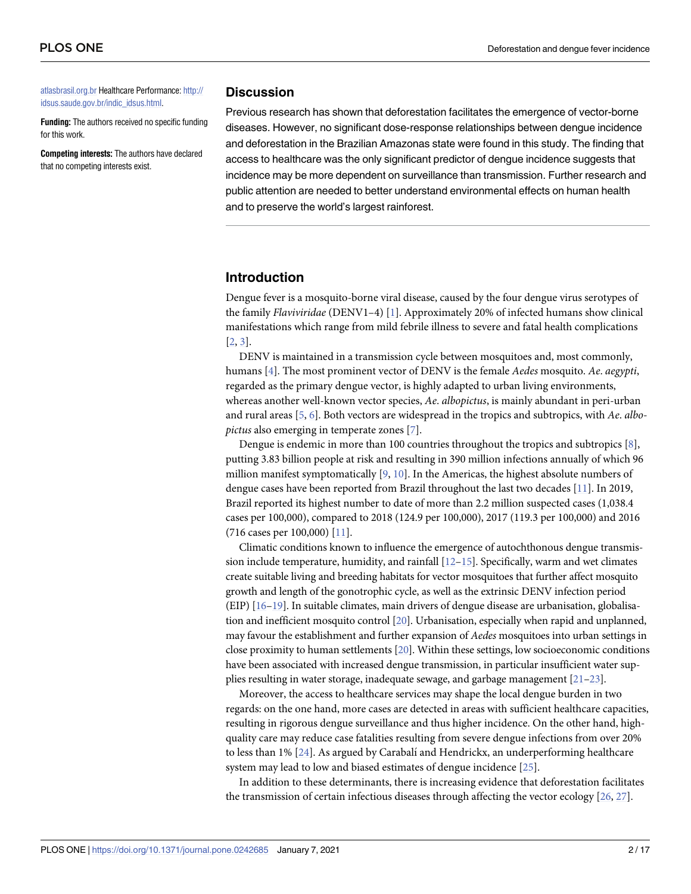atlasbrasil.org.br Healthcare Performance: http://idsus.saude.gov.br/indic_idsus.html.

**Funding:** The authors received no specific funding for this work.

**Competing interests:** The authors have declared that no competing interests exist.

## Discussion

Previous research has shown that deforestation facilitates the emergence of vector-borne diseases. However, no significant dose-response relationships between dengue incidence and deforestation in the Brazilian Amazonas state were found in this study. The finding that access to healthcare was the only significant predictor of dengue incidence suggests that incidence may be more dependent on surveillance than transmission. Further research and public attention are needed to better understand environmental effects on human health and to preserve the world's largest rainforest.

## Introduction

Dengue fever is a mosquito-borne viral disease, caused by the four dengue virus serotypes of the family *Flaviviridae* (DENV1–4) [1]. Approximately 20% of infected humans show clinical manifestations which range from mild febrile illness to severe and fatal health complications [2, 3].

DENV is maintained in a transmission cycle between mosquitoes and, most commonly, humans [4]. The most prominent vector of DENV is the female *Aedes* mosquito. *Ae. aegypti*, regarded as the primary dengue vector, is highly adapted to urban living environments, whereas another well-known vector species, *Ae. albopictus*, is mainly abundant in peri-urban and rural areas [5, 6]. Both vectors are widespread in the tropics and subtropics, with *Ae. albopictus* also emerging in temperate zones [7].

Dengue is endemic in more than 100 countries throughout the tropics and subtropics [8], putting 3.83 billion people at risk and resulting in 390 million infections annually of which 96 million manifest symptomatically [9, 10]. In the Americas, the highest absolute numbers of dengue cases have been reported from Brazil throughout the last two decades [11]. In 2019, Brazil reported its highest number to date of more than 2.2 million suspected cases (1,038.4 cases per 100,000), compared to 2018 (124.9 per 100,000), 2017 (119.3 per 100,000) and 2016 (716 cases per 100,000) [11].

Climatic conditions known to influence the emergence of autochthonous dengue transmission include temperature, humidity, and rainfall [12–15]. Specifically, warm and wet climates create suitable living and breeding habitats for vector mosquitoes that further affect mosquito growth and length of the gonotrophic cycle, as well as the extrinsic DENV infection period (EIP) [16–19]. In suitable climates, main drivers of dengue disease are urbanisation, globalisation and inefficient mosquito control [20]. Urbanisation, especially when rapid and unplanned, may favour the establishment and further expansion of *Aedes* mosquitoes into urban settings in close proximity to human settlements [20]. Within these settings, low socioeconomic conditions have been associated with increased dengue transmission, in particular insufficient water supplies resulting in water storage, inadequate sewage, and garbage management [21–23].

Moreover, the access to healthcare services may shape the local dengue burden in two regards: on the one hand, more cases are detected in areas with sufficient healthcare capacities, resulting in rigorous dengue surveillance and thus higher incidence. On the other hand, high-quality care may reduce case fatalities resulting from severe dengue infections from over 20% to less than 1% [24]. As argued by Carabalí and Hendrickx, an underperforming healthcare system may lead to low and biased estimates of dengue incidence [25].

In addition to these determinants, there is increasing evidence that deforestation facilitates the transmission of certain infectious diseases through affecting the vector ecology [26, 27].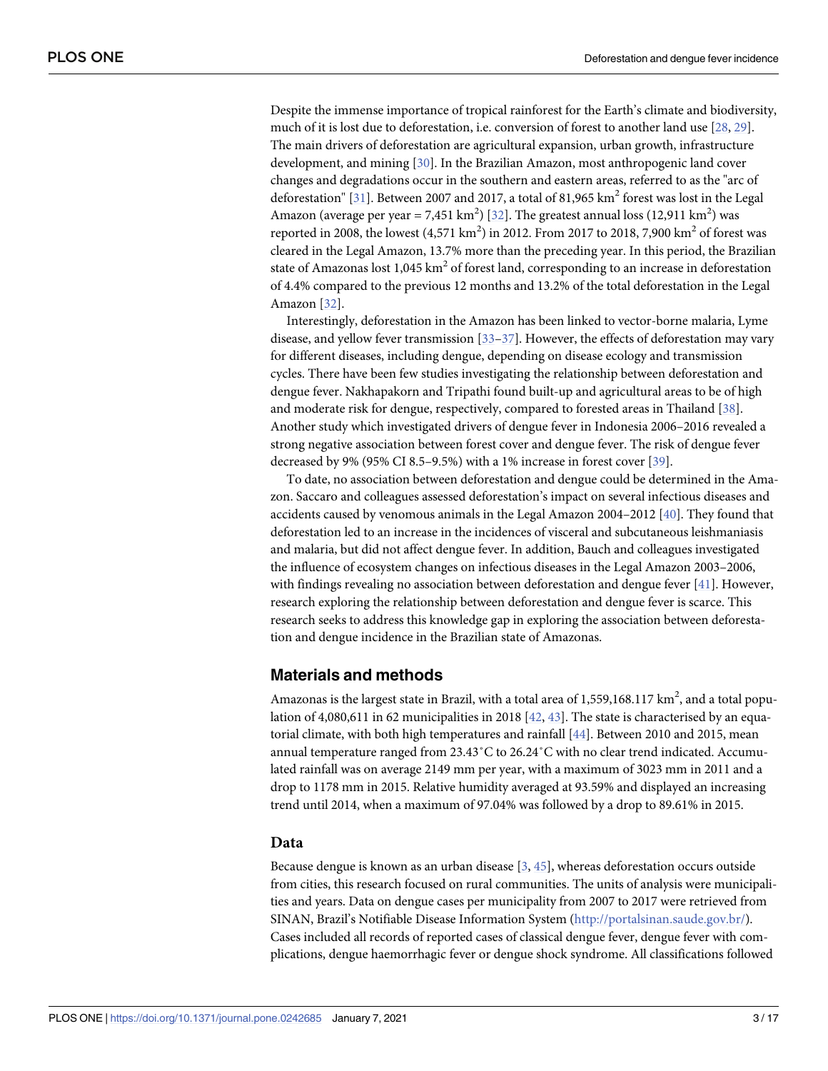Despite the immense importance of tropical rainforest for the Earth's climate and biodiversity, much of it is lost due to deforestation, i.e. conversion of forest to another land use [28, 29]. The main drivers of deforestation are agricultural expansion, urban growth, infrastructure development, and mining [30]. In the Brazilian Amazon, most anthropogenic land cover changes and degradations occur in the southern and eastern areas, referred to as the "arc of deforestation" [31]. Between 2007 and 2017, a total of 81,965 $km^2$ forest was lost in the Legal Amazon (average per year = 7,451 $km^2$) [32]. The greatest annual loss (12,911 $km^2$) was reported in 2008, the lowest (4,571 $km^2$) in 2012. From 2017 to 2018, 7,900 $km^2$ of forest was cleared in the Legal Amazon, 13.7% more than the preceding year. In this period, the Brazilian state of Amazonas lost 1,045 $km^2$ of forest land, corresponding to an increase in deforestation of 4.4% compared to the previous 12 months and 13.2% of the total deforestation in the Legal Amazon [32].

Interestingly, deforestation in the Amazon has been linked to vector-borne malaria, Lyme disease, and yellow fever transmission [33–37]. However, the effects of deforestation may vary for different diseases, including dengue, depending on disease ecology and transmission cycles. There have been few studies investigating the relationship between deforestation and dengue fever. Nakhapakorn and Tripathi found built-up and agricultural areas to be of high and moderate risk for dengue, respectively, compared to forested areas in Thailand [38]. Another study which investigated drivers of dengue fever in Indonesia 2006–2016 revealed a strong negative association between forest cover and dengue fever. The risk of dengue fever decreased by 9% (95% CI 8.5–9.5%) with a 1% increase in forest cover [39].

To date, no association between deforestation and dengue could be determined in the Amazon. Saccaro and colleagues assessed deforestation's impact on several infectious diseases and accidents caused by venomous animals in the Legal Amazon 2004–2012 [40]. They found that deforestation led to an increase in the incidences of visceral and subcutaneous leishmaniasis and malaria, but did not affect dengue fever. In addition, Bauch and colleagues investigated the influence of ecosystem changes on infectious diseases in the Legal Amazon 2003–2006, with findings revealing no association between deforestation and dengue fever [41]. However, research exploring the relationship between deforestation and dengue fever is scarce. This research seeks to address this knowledge gap in exploring the association between deforestation and dengue incidence in the Brazilian state of Amazonas.

## Materials and methods

Amazonas is the largest state in Brazil, with a total area of 1,559,168.117 $km^2$, and a total population of 4,080,611 in 62 municipalities in 2018 [42, 43]. The state is characterised by an equatorial climate, with both high temperatures and rainfall [44]. Between 2010 and 2015, mean annual temperature ranged from 23.43˚C to 26.24˚C with no clear trend indicated. Accumulated rainfall was on average 2149 mm per year, with a maximum of 3023 mm in 2011 and a drop to 1178 mm in 2015. Relative humidity averaged at 93.59% and displayed an increasing trend until 2014, when a maximum of 97.04% was followed by a drop to 89.61% in 2015.

### Data

Because dengue is known as an urban disease [3, 45], whereas deforestation occurs outside from cities, this research focused on rural communities. The units of analysis were municipalities and years. Data on dengue cases per municipality from 2007 to 2017 were retrieved from SINAN, Brazil's Notifiable Disease Information System (http://portalsinan.saude.gov.br/). Cases included all records of reported cases of classical dengue fever, dengue fever with complications, dengue haemorrhagic fever or dengue shock syndrome. All classifications followed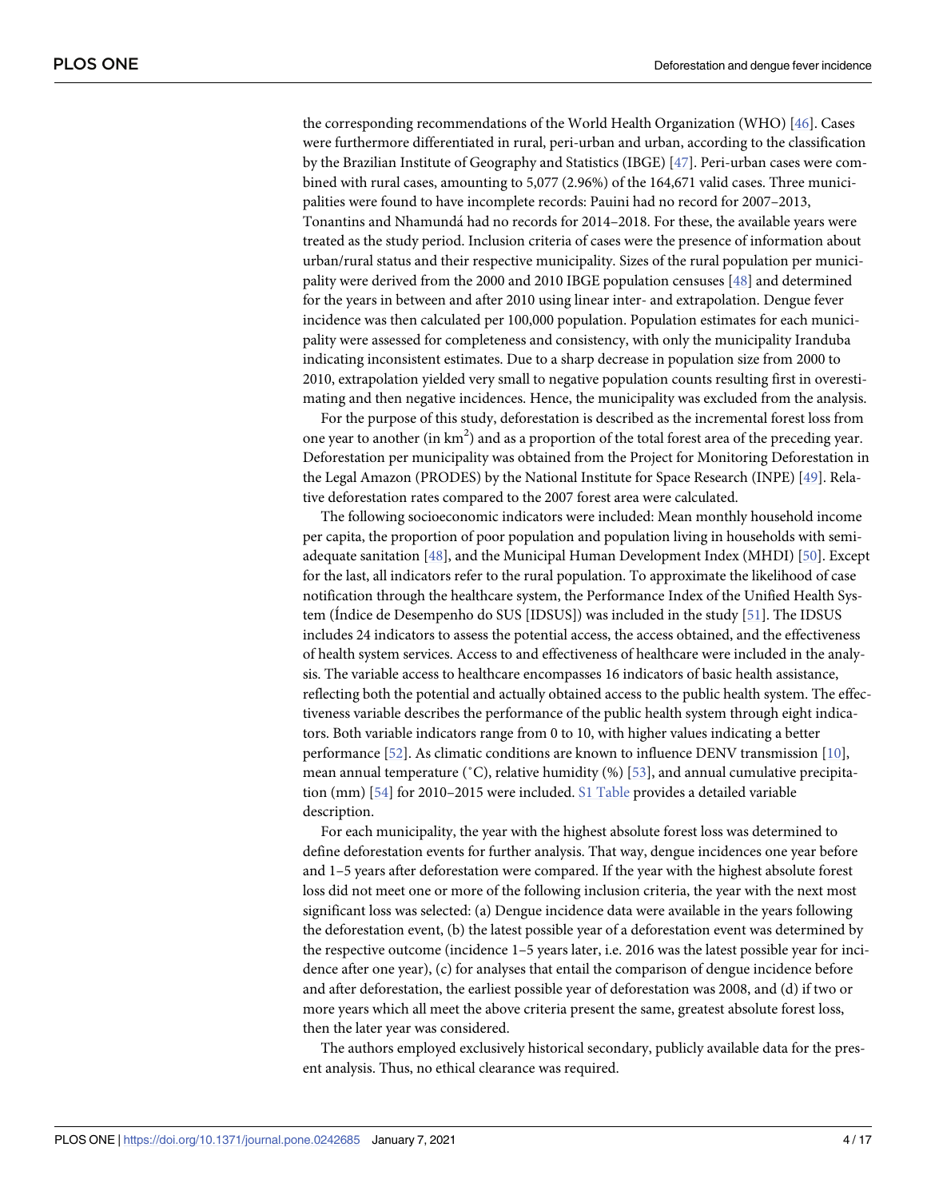the corresponding recommendations of the World Health Organization (WHO) [46]. Cases were furthermore differentiated in rural, peri-urban and urban, according to the classification by the Brazilian Institute of Geography and Statistics (IBGE) [47]. Peri-urban cases were combined with rural cases, amounting to 5,077 (2.96%) of the 164,671 valid cases. Three municipalities were found to have incomplete records: Pauini had no record for 2007–2013, Tonantins and Nhamundá had no records for 2014–2018. For these, the available years were treated as the study period. Inclusion criteria of cases were the presence of information about urban/rural status and their respective municipality. Sizes of the rural population per municipality were derived from the 2000 and 2010 IBGE population censuses [48] and determined for the years in between and after 2010 using linear inter- and extrapolation. Dengue fever incidence was then calculated per 100,000 population. Population estimates for each municipality were assessed for completeness and consistency, with only the municipality Iranduba indicating inconsistent estimates. Due to a sharp decrease in population size from 2000 to 2010, extrapolation yielded very small to negative population counts resulting first in overestimating and then negative incidences. Hence, the municipality was excluded from the analysis.

For the purpose of this study, deforestation is described as the incremental forest loss from one year to another (in $km^2$) and as a proportion of the total forest area of the preceding year. Deforestation per municipality was obtained from the Project for Monitoring Deforestation in the Legal Amazon (PRODES) by the National Institute for Space Research (INPE) [49]. Relative deforestation rates compared to the 2007 forest area were calculated.

The following socioeconomic indicators were included: Mean monthly household income per capita, the proportion of poor population and population living in households with semi-adequate sanitation [48], and the Municipal Human Development Index (MHDI) [50]. Except for the last, all indicators refer to the rural population. To approximate the likelihood of case notification through the healthcare system, the Performance Index of the Unified Health System (Índice de Desempenho do SUS [IDSUS]) was included in the study [51]. The IDSUS includes 24 indicators to assess the potential access, the access obtained, and the effectiveness of health system services. Access to and effectiveness of healthcare were included in the analysis. The variable access to healthcare encompasses 16 indicators of basic health assistance, reflecting both the potential and actually obtained access to the public health system. The effectiveness variable describes the performance of the public health system through eight indicators. Both variable indicators range from 0 to 10, with higher values indicating a better performance [52]. As climatic conditions are known to influence DENV transmission [10], mean annual temperature (°C), relative humidity (%) [53], and annual cumulative precipitation (mm) [54] for 2010–2015 were included. S1 Table provides a detailed variable description.

For each municipality, the year with the highest absolute forest loss was determined to define deforestation events for further analysis. That way, dengue incidences one year before and 1–5 years after deforestation were compared. If the year with the highest absolute forest loss did not meet one or more of the following inclusion criteria, the year with the next most significant loss was selected: (a) Dengue incidence data were available in the years following the deforestation event, (b) the latest possible year of a deforestation event was determined by the respective outcome (incidence 1–5 years later, i.e. 2016 was the latest possible year for incidence after one year), (c) for analyses that entail the comparison of dengue incidence before and after deforestation, the earliest possible year of deforestation was 2008, and (d) if two or more years which all meet the above criteria present the same, greatest absolute forest loss, then the later year was considered.

The authors employed exclusively historical secondary, publicly available data for the present analysis. Thus, no ethical clearance was required.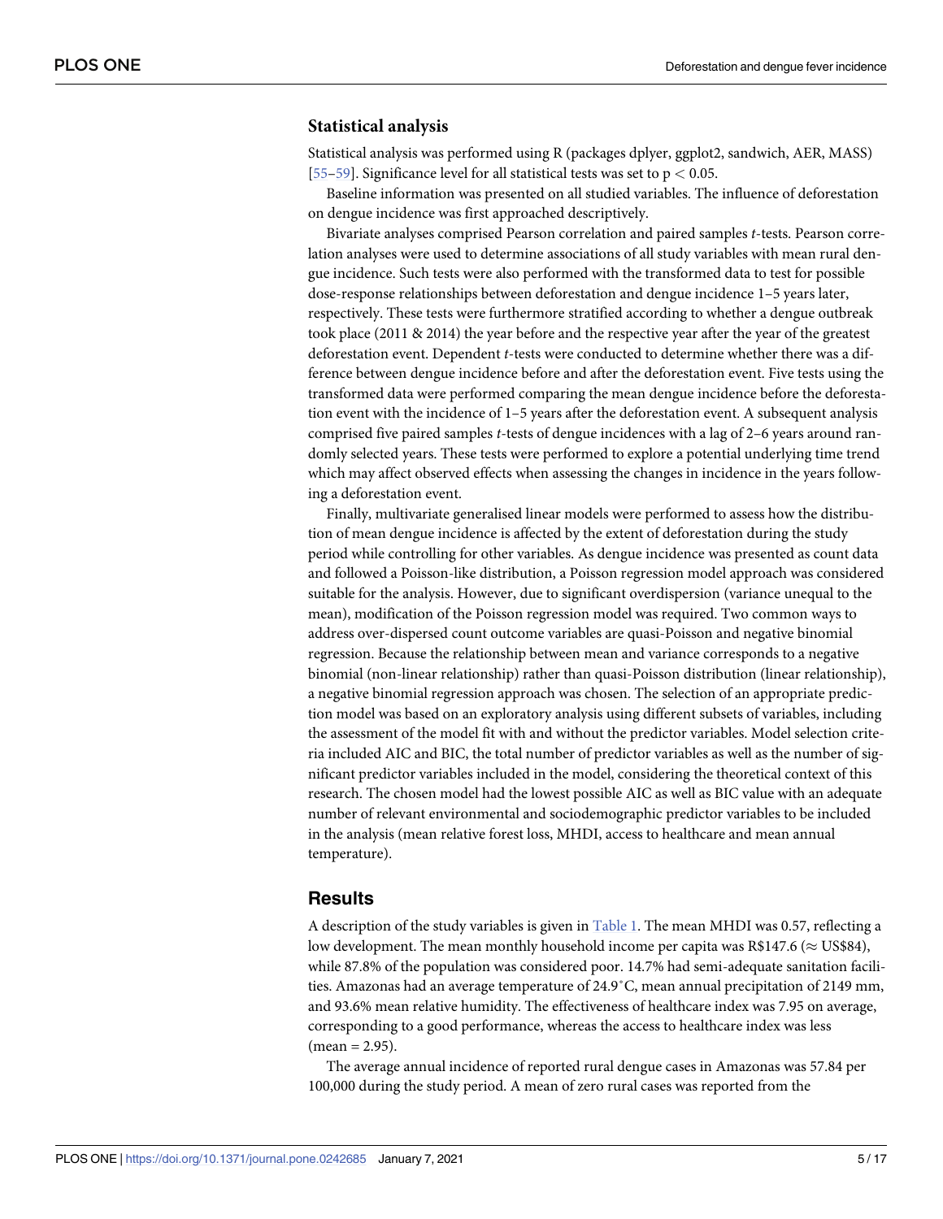### Statistical analysis

Statistical analysis was performed using R (packages dplyer, ggplot2, sandwich, AER, MASS) [55–59]. Significance level for all statistical tests was set to $p < 0.05$.

Baseline information was presented on all studied variables. The influence of deforestation on dengue incidence was first approached descriptively.

Bivariate analyses comprised Pearson correlation and paired samples *t*-tests. Pearson correlation analyses were used to determine associations of all study variables with mean rural dengue incidence. Such tests were also performed with the transformed data to test for possible dose-response relationships between deforestation and dengue incidence 1–5 years later, respectively. These tests were furthermore stratified according to whether a dengue outbreak took place (2011 & 2014) the year before and the respective year after the year of the greatest deforestation event. Dependent *t*-tests were conducted to determine whether there was a difference between dengue incidence before and after the deforestation event. Five tests using the transformed data were performed comparing the mean dengue incidence before the deforestation event with the incidence of 1–5 years after the deforestation event. A subsequent analysis comprised five paired samples *t*-tests of dengue incidences with a lag of 2–6 years around randomly selected years. These tests were performed to explore a potential underlying time trend which may affect observed effects when assessing the changes in incidence in the years following a deforestation event.

Finally, multivariate generalised linear models were performed to assess how the distribution of mean dengue incidence is affected by the extent of deforestation during the study period while controlling for other variables. As dengue incidence was presented as count data and followed a Poisson-like distribution, a Poisson regression model approach was considered suitable for the analysis. However, due to significant overdispersion (variance unequal to the mean), modification of the Poisson regression model was required. Two common ways to address over-dispersed count outcome variables are quasi-Poisson and negative binomial regression. Because the relationship between mean and variance corresponds to a negative binomial (non-linear relationship) rather than quasi-Poisson distribution (linear relationship), a negative binomial regression approach was chosen. The selection of an appropriate prediction model was based on an exploratory analysis using different subsets of variables, including the assessment of the model fit with and without the predictor variables. Model selection criteria included AIC and BIC, the total number of predictor variables as well as the number of significant predictor variables included in the model, considering the theoretical context of this research. The chosen model had the lowest possible AIC as well as BIC value with an adequate number of relevant environmental and sociodemographic predictor variables to be included in the analysis (mean relative forest loss, MHDI, access to healthcare and mean annual temperature).

## Results

A description of the study variables is given in Table 1. The mean MHDI was 0.57, reflecting a low development. The mean monthly household income per capita was R\$147.6 ($\approx$ US\$84), while 87.8% of the population was considered poor. 14.7% had semi-adequate sanitation facilities. Amazonas had an average temperature of 24.9˚C, mean annual precipitation of 2149 mm, and 93.6% mean relative humidity. The effectiveness of healthcare index was 7.95 on average, corresponding to a good performance, whereas the access to healthcare index was less (mean = 2.95).

The average annual incidence of reported rural dengue cases in Amazonas was 57.84 per 100,000 during the study period. A mean of zero rural cases was reported from the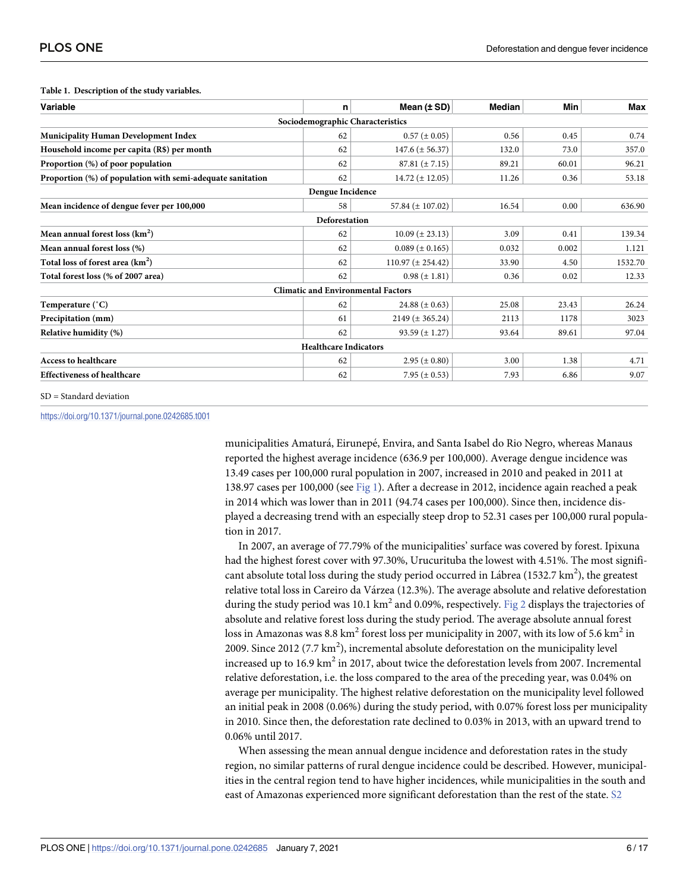**Table 1. Description of the study variables.**

| Variable | n | Mean (± SD) | Median | Min | Max |
|---|---|---|---|---|---|
| **Sociodemographic Characteristics** | | | | | |
| **Municipality Human Development Index** | 62 | 0.57 (± 0.05) | 0.56 | 0.45 | 0.74 |
| **Household income per capita (R$) per month** | 62 | 147.6 (± 56.37) | 132.0 | 73.0 | 357.0 |
| **Proportion (%) of poor population** | 62 | 87.81 (± 7.15) | 89.21 | 60.01 | 96.21 |
| **Proportion (%) of population with semi-adequate sanitation** | 62 | 14.72 (± 12.05) | 11.26 | 0.36 | 53.18 |
| **Dengue Incidence** | | | | | |
| **Mean incidence of dengue fever per 100,000** | 58 | 57.84 (± 107.02) | 16.54 | 0.00 | 636.90 |
| **Deforestation** | | | | | |
| **Mean annual forest loss ($km^2$)** | 62 | 10.09 (± 23.13) | 3.09 | 0.41 | 139.34 |
| **Mean annual forest loss (%)** | 62 | 0.089 (± 0.165) | 0.032 | 0.002 | 1.121 |
| **Total loss of forest area ($km^2$)** | 62 | 110.97 (± 254.42) | 33.90 | 4.50 | 1532.70 |
| **Total forest loss (% of 2007 area)** | 62 | 0.98 (± 1.81) | 0.36 | 0.02 | 12.33 |
| **Climatic and Environmental Factors** | | | | | |
| **Temperature (˚C)** | 62 | 24.88 (± 0.63) | 25.08 | 23.43 | 26.24 |
| **Precipitation (mm)** | 61 | 2149 (± 365.24) | 2113 | 1178 | 3023 |
| **Relative humidity (%)** | 62 | 93.59 (± 1.27) | 93.64 | 89.61 | 97.04 |
| **Healthcare Indicators** | | | | | |
| **Access to healthcare** | 62 | 2.95 (± 0.80) | 3.00 | 1.38 | 4.71 |
| **Effectiveness of healthcare** | 62 | 7.95 (± 0.53) | 7.93 | 6.86 | 9.07 |

SD = Standard deviation

https://doi.org/10.1371/journal.pone.0242685.t001

municipalities Amaturá, Eirunepé, Envira, and Santa Isabel do Rio Negro, whereas Manaus reported the highest average incidence (636.9 per 100,000). Average dengue incidence was 13.49 cases per 100,000 rural population in 2007, increased in 2010 and peaked in 2011 at 138.97 cases per 100,000 (see Fig 1). After a decrease in 2012, incidence again reached a peak in 2014 which was lower than in 2011 (94.74 cases per 100,000). Since then, incidence displayed a decreasing trend with an especially steep drop to 52.31 cases per 100,000 rural population in 2017.

In 2007, an average of 77.79% of the municipalities' surface was covered by forest. Ipixuna had the highest forest cover with 97.30%, Urucurituba the lowest with 4.51%. The most significant absolute total loss during the study period occurred in Lábrea (1532.7 $km^2$), the greatest relative total loss in Careiro da Várzea (12.3%). The average absolute and relative deforestation during the study period was 10.1 $km^2$ and 0.09%, respectively. Fig 2 displays the trajectories of absolute and relative forest loss during the study period. The average absolute annual forest loss in Amazonas was 8.8 $km^2$ forest loss per municipality in 2007, with its low of 5.6 $km^2$ in 2009. Since 2012 (7.7 $km^2$), incremental absolute deforestation on the municipality level increased up to 16.9 $km^2$ in 2017, about twice the deforestation levels from 2007. Incremental relative deforestation, i.e. the loss compared to the area of the preceding year, was 0.04% on average per municipality. The highest relative deforestation on the municipality level followed an initial peak in 2008 (0.06%) during the study period, with 0.07% forest loss per municipality in 2010. Since then, the deforestation rate declined to 0.03% in 2013, with an upward trend to 0.06% until 2017.

When assessing the mean annual dengue incidence and deforestation rates in the study region, no similar patterns of rural dengue incidence could be described. However, municipalities in the central region tend to have higher incidences, while municipalities in the south and east of Amazonas experienced more significant deforestation than the rest of the state. S2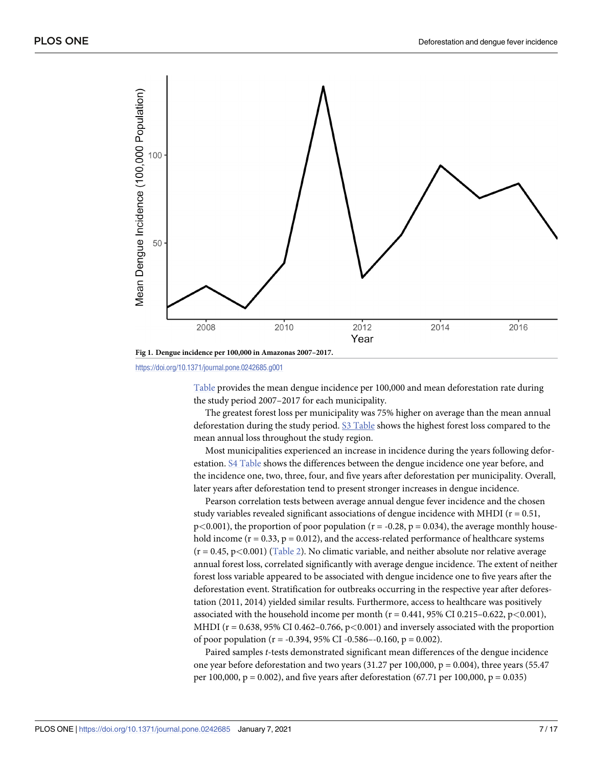Fig 1. Dengue incidence per 100,000 in Amazonas 2007–2017.

https://doi.org/10.1371/journal.pone.0242685.g001

Table provides the mean dengue incidence per 100,000 and mean deforestation rate during the study period 2007–2017 for each municipality.

The greatest forest loss per municipality was 75% higher on average than the mean annual deforestation during the study period. S3 Table shows the highest forest loss compared to the mean annual loss throughout the study region.

Most municipalities experienced an increase in incidence during the years following deforestation. S4 Table shows the differences between the dengue incidence one year before, and the incidence one, two, three, four, and five years after deforestation per municipality. Overall, later years after deforestation tend to present stronger increases in dengue incidence.

Pearson correlation tests between average annual dengue fever incidence and the chosen study variables revealed significant associations of dengue incidence with MHDI ($r = 0.51$, $p<0.001$), the proportion of poor population ($r = -0.28$, $p = 0.034$), the average monthly household income ($r = 0.33$, $p = 0.012$), and the access-related performance of healthcare systems ($r = 0.45$, $p<0.001$) (Table 2). No climatic variable, and neither absolute nor relative average annual forest loss, correlated significantly with average dengue incidence. The extent of neither forest loss variable appeared to be associated with dengue incidence one to five years after the deforestation event. Stratification for outbreaks occurring in the respective year after deforestation (2011, 2014) yielded similar results. Furthermore, access to healthcare was positively associated with the household income per month ($r = 0.441$, 95% CI 0.215–0.622, $p<0.001$), MHDI ($r = 0.638$, 95% CI 0.462–0.766, $p<0.001$) and inversely associated with the proportion of poor population ($r = -0.394$, 95% CI -0.586–-0.160, $p = 0.002$).

Paired samples *t*-tests demonstrated significant mean differences of the dengue incidence one year before deforestation and two years (31.27 per 100,000, $p = 0.004$), three years (55.47 per 100,000, $p = 0.002$), and five years after deforestation (67.71 per 100,000, $p = 0.035$)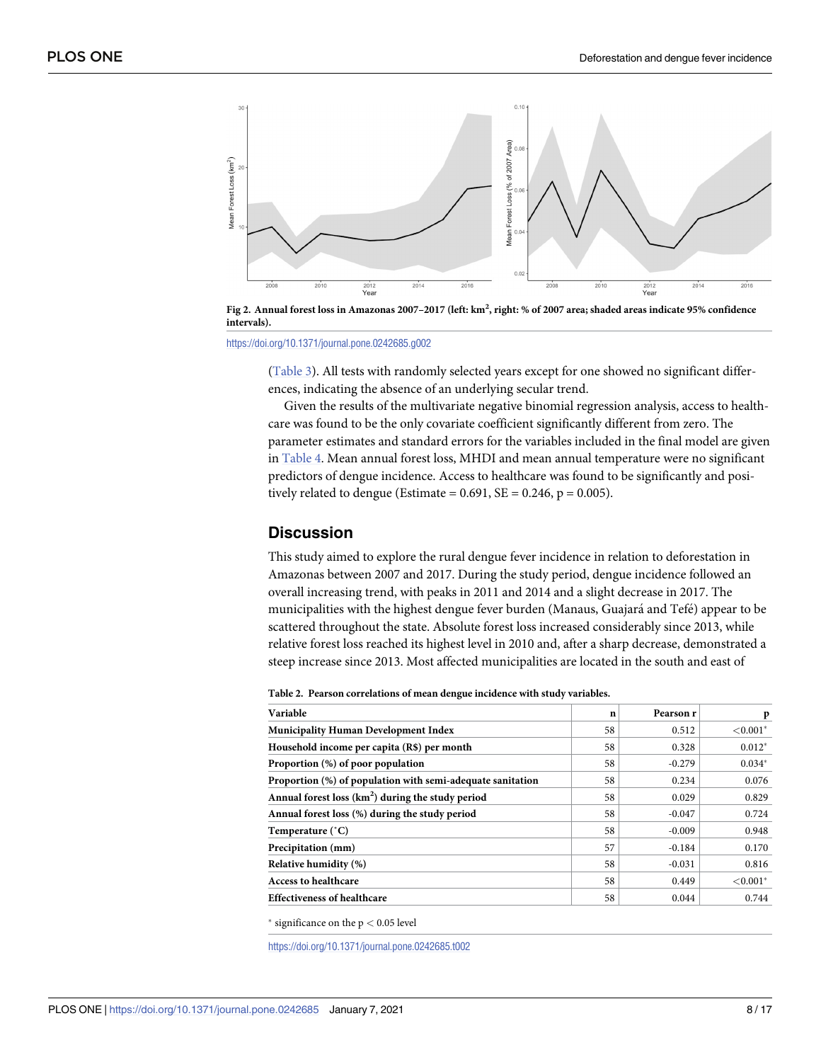Fig 2. Annual forest loss in Amazonas 2007–2017 (left: km$^2$, right: % of 2007 area; shaded areas indicate 95% confidence intervals).

https://doi.org/10.1371/journal.pone.0242685.g002

(Table 3). All tests with randomly selected years except for one showed no significant differences, indicating the absence of an underlying secular trend.

Given the results of the multivariate negative binomial regression analysis, access to healthcare was found to be the only covariate coefficient significantly different from zero. The parameter estimates and standard errors for the variables included in the final model are given in Table 4. Mean annual forest loss, MHDI and mean annual temperature were no significant predictors of dengue incidence. Access to healthcare was found to be significantly and positively related to dengue (Estimate = 0.691, SE = 0.246, p = 0.005).

## Discussion

This study aimed to explore the rural dengue fever incidence in relation to deforestation in Amazonas between 2007 and 2017. During the study period, dengue incidence followed an overall increasing trend, with peaks in 2011 and 2014 and a slight decrease in 2017. The municipalities with the highest dengue fever burden (Manaus, Guajará and Tefé) appear to be scattered throughout the state. Absolute forest loss increased considerably since 2013, while relative forest loss reached its highest level in 2010 and, after a sharp decrease, demonstrated a steep increase since 2013. Most affected municipalities are located in the south and east of

**Table 2. Pearson correlations of mean dengue incidence with study variables.**

| Variable | n | Pearson r | p |
|---|---|---|---|
| **Municipality Human Development Index** | 58 | 0.512 | <0.001* |
| **Household income per capita (R$) per month** | 58 | 0.328 | 0.012* |
| **Proportion (%) of poor population** | 58 | -0.279 | 0.034* |
| **Proportion (%) of population with semi-adequate sanitation** | 58 | 0.234 | 0.076 |
| **Annual forest loss (km$^2$) during the study period** | 58 | 0.029 | 0.829 |
| **Annual forest loss (%) during the study period** | 58 | -0.047 | 0.724 |
| **Temperature (°C)** | 58 | -0.009 | 0.948 |
| **Precipitation (mm)** | 57 | -0.184 | 0.170 |
| **Relative humidity (%)** | 58 | -0.031 | 0.816 |
| **Access to healthcare** | 58 | 0.449 | <0.001* |
| **Effectiveness of healthcare** | 58 | 0.044 | 0.744 |

* significance on the $p < 0.05$ level

https://doi.org/10.1371/journal.pone.0242685.t002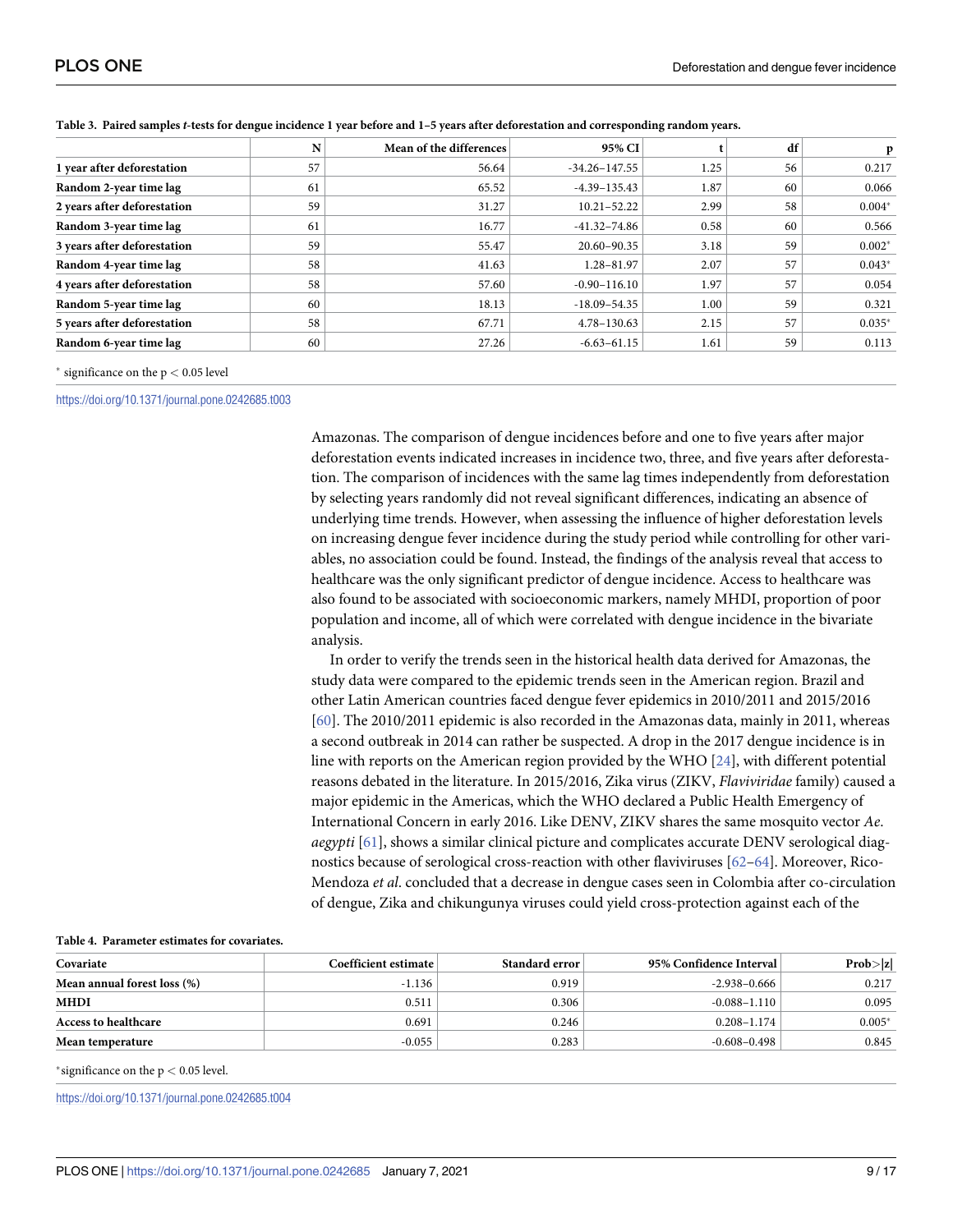**Table 3. Paired samples *t*-tests for dengue incidence 1 year before and 1–5 years after deforestation and corresponding random years.**

| | N | Mean of the differences | 95% CI | t | df | p |
|---|---|---|---|---|---|---|
| **1 year after deforestation** | 57 | 56.64 | -34.26–147.55 | 1.25 | 56 | 0.217 |
| **Random 2-year time lag** | 61 | 65.52 | -4.39–135.43 | 1.87 | 60 | 0.066 |
| **2 years after deforestation** | 59 | 31.27 | 10.21–52.22 | 2.99 | 58 | 0.004* |
| **Random 3-year time lag** | 61 | 16.77 | -41.32–74.86 | 0.58 | 60 | 0.566 |
| **3 years after deforestation** | 59 | 55.47 | 20.60–90.35 | 3.18 | 59 | 0.002* |
| **Random 4-year time lag** | 58 | 41.63 | 1.28–81.97 | 2.07 | 57 | 0.043* |
| **4 years after deforestation** | 58 | 57.60 | -0.90–116.10 | 1.97 | 57 | 0.054 |
| **Random 5-year time lag** | 60 | 18.13 | -18.09–54.35 | 1.00 | 59 | 0.321 |
| **5 years after deforestation** | 58 | 67.71 | 4.78–130.63 | 2.15 | 57 | 0.035* |
| **Random 6-year time lag** | 60 | 27.26 | -6.63–61.15 | 1.61 | 59 | 0.113 |

* significance on the $p < 0.05$ level

https://doi.org/10.1371/journal.pone.0242685.t003

Amazonas. The comparison of dengue incidences before and one to five years after major deforestation events indicated increases in incidence two, three, and five years after deforestation. The comparison of incidences with the same lag times independently from deforestation by selecting years randomly did not reveal significant differences, indicating an absence of underlying time trends. However, when assessing the influence of higher deforestation levels on increasing dengue fever incidence during the study period while controlling for other variables, no association could be found. Instead, the findings of the analysis reveal that access to healthcare was the only significant predictor of dengue incidence. Access to healthcare was also found to be associated with socioeconomic markers, namely MHDI, proportion of poor population and income, all of which were correlated with dengue incidence in the bivariate analysis.

In order to verify the trends seen in the historical health data derived for Amazonas, the study data were compared to the epidemic trends seen in the American region. Brazil and other Latin American countries faced dengue fever epidemics in 2010/2011 and 2015/2016 [60]. The 2010/2011 epidemic is also recorded in the Amazonas data, mainly in 2011, whereas a second outbreak in 2014 can rather be suspected. A drop in the 2017 dengue incidence is in line with reports on the American region provided by the WHO [24], with different potential reasons debated in the literature. In 2015/2016, Zika virus (ZIKV, *Flaviviridae* family) caused a major epidemic in the Americas, which the WHO declared a Public Health Emergency of International Concern in early 2016. Like DENV, ZIKV shares the same mosquito vector *Ae. aegypti* [61], shows a similar clinical picture and complicates accurate DENV serological diagnostics because of serological cross-reaction with other flaviviruses [62–64]. Moreover, Rico-Mendoza *et al*. concluded that a decrease in dengue cases seen in Colombia after co-circulation of dengue, Zika and chikungunya viruses could yield cross-protection against each of the

**Table 4. Parameter estimates for covariates.**

| Covariate | Coefficient estimate | Standard error | 95% Confidence Interval | Prob>\|z\| |
|---|---|---|---|---|
| **Mean annual forest loss (%)** | -1.136 | 0.919 | -2.938–0.666 | 0.217 |
| **MHDI** | 0.511 | 0.306 | -0.088–1.110 | 0.095 |
| **Access to healthcare** | 0.691 | 0.246 | 0.208–1.174 | 0.005* |
| **Mean temperature** | -0.055 | 0.283 | -0.608–0.498 | 0.845 |

*significance on the $p < 0.05$ level.

https://doi.org/10.1371/journal.pone.0242685.t004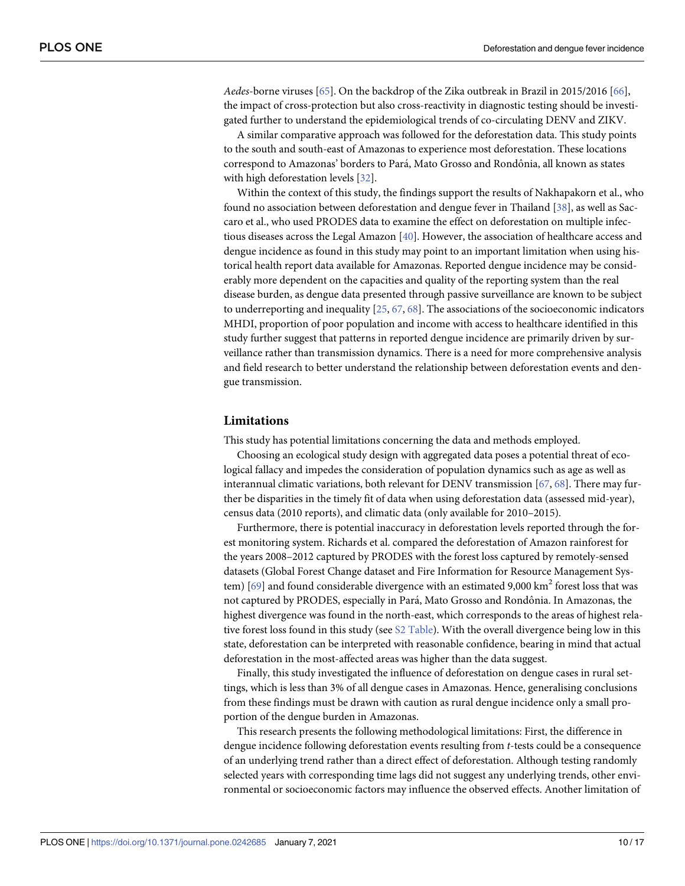*Aedes*-borne viruses [65]. On the backdrop of the Zika outbreak in Brazil in 2015/2016 [66], the impact of cross-protection but also cross-reactivity in diagnostic testing should be investigated further to understand the epidemiological trends of co-circulating DENV and ZIKV.

A similar comparative approach was followed for the deforestation data. This study points to the south and south-east of Amazonas to experience most deforestation. These locations correspond to Amazonas' borders to Pará, Mato Grosso and Rondônia, all known as states with high deforestation levels [32].

Within the context of this study, the findings support the results of Nakhapakorn et al., who found no association between deforestation and dengue fever in Thailand [38], as well as Saccaro et al., who used PRODES data to examine the effect on deforestation on multiple infectious diseases across the Legal Amazon [40]. However, the association of healthcare access and dengue incidence as found in this study may point to an important limitation when using historical health report data available for Amazonas. Reported dengue incidence may be considerably more dependent on the capacities and quality of the reporting system than the real disease burden, as dengue data presented through passive surveillance are known to be subject to underreporting and inequality [25, 67, 68]. The associations of the socioeconomic indicators MHDI, proportion of poor population and income with access to healthcare identified in this study further suggest that patterns in reported dengue incidence are primarily driven by surveillance rather than transmission dynamics. There is a need for more comprehensive analysis and field research to better understand the relationship between deforestation events and dengue transmission.

## Limitations

This study has potential limitations concerning the data and methods employed.

Choosing an ecological study design with aggregated data poses a potential threat of ecological fallacy and impedes the consideration of population dynamics such as age as well as interannual climatic variations, both relevant for DENV transmission [67, 68]. There may further be disparities in the timely fit of data when using deforestation data (assessed mid-year), census data (2010 reports), and climatic data (only available for 2010–2015).

Furthermore, there is potential inaccuracy in deforestation levels reported through the forest monitoring system. Richards et al. compared the deforestation of Amazon rainforest for the years 2008–2012 captured by PRODES with the forest loss captured by remotely-sensed datasets (Global Forest Change dataset and Fire Information for Resource Management System) [69] and found considerable divergence with an estimated 9,000 km$^2$ forest loss that was not captured by PRODES, especially in Pará, Mato Grosso and Rondônia. In Amazonas, the highest divergence was found in the north-east, which corresponds to the areas of highest relative forest loss found in this study (see S2 Table). With the overall divergence being low in this state, deforestation can be interpreted with reasonable confidence, bearing in mind that actual deforestation in the most-affected areas was higher than the data suggest.

Finally, this study investigated the influence of deforestation on dengue cases in rural settings, which is less than 3% of all dengue cases in Amazonas. Hence, generalising conclusions from these findings must be drawn with caution as rural dengue incidence only a small proportion of the dengue burden in Amazonas.

This research presents the following methodological limitations: First, the difference in dengue incidence following deforestation events resulting from *t*-tests could be a consequence of an underlying trend rather than a direct effect of deforestation. Although testing randomly selected years with corresponding time lags did not suggest any underlying trends, other environmental or socioeconomic factors may influence the observed effects. Another limitation of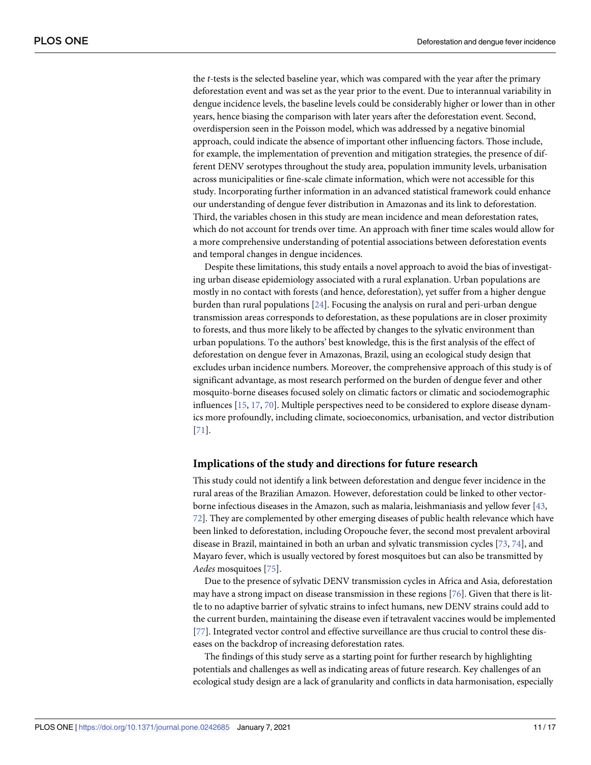the *t*-tests is the selected baseline year, which was compared with the year after the primary deforestation event and was set as the year prior to the event. Due to interannual variability in dengue incidence levels, the baseline levels could be considerably higher or lower than in other years, hence biasing the comparison with later years after the deforestation event. Second, overdispersion seen in the Poisson model, which was addressed by a negative binomial approach, could indicate the absence of important other influencing factors. Those include, for example, the implementation of prevention and mitigation strategies, the presence of different DENV serotypes throughout the study area, population immunity levels, urbanisation across municipalities or fine-scale climate information, which were not accessible for this study. Incorporating further information in an advanced statistical framework could enhance our understanding of dengue fever distribution in Amazonas and its link to deforestation. Third, the variables chosen in this study are mean incidence and mean deforestation rates, which do not account for trends over time. An approach with finer time scales would allow for a more comprehensive understanding of potential associations between deforestation events and temporal changes in dengue incidences.

Despite these limitations, this study entails a novel approach to avoid the bias of investigating urban disease epidemiology associated with a rural explanation. Urban populations are mostly in no contact with forests (and hence, deforestation), yet suffer from a higher dengue burden than rural populations [24]. Focusing the analysis on rural and peri-urban dengue transmission areas corresponds to deforestation, as these populations are in closer proximity to forests, and thus more likely to be affected by changes to the sylvatic environment than urban populations. To the authors' best knowledge, this is the first analysis of the effect of deforestation on dengue fever in Amazonas, Brazil, using an ecological study design that excludes urban incidence numbers. Moreover, the comprehensive approach of this study is of significant advantage, as most research performed on the burden of dengue fever and other mosquito-borne diseases focused solely on climatic factors or climatic and sociodemographic influences [15, 17, 70]. Multiple perspectives need to be considered to explore disease dynamics more profoundly, including climate, socioeconomics, urbanisation, and vector distribution [71].

## Implications of the study and directions for future research

This study could not identify a link between deforestation and dengue fever incidence in the rural areas of the Brazilian Amazon. However, deforestation could be linked to other vector-borne infectious diseases in the Amazon, such as malaria, leishmaniasis and yellow fever [43, 72]. They are complemented by other emerging diseases of public health relevance which have been linked to deforestation, including Oropouche fever, the second most prevalent arboviral disease in Brazil, maintained in both an urban and sylvatic transmission cycles [73, 74], and Mayaro fever, which is usually vectored by forest mosquitoes but can also be transmitted by *Aedes* mosquitoes [75].

Due to the presence of sylvatic DENV transmission cycles in Africa and Asia, deforestation may have a strong impact on disease transmission in these regions [76]. Given that there is little to no adaptive barrier of sylvatic strains to infect humans, new DENV strains could add to the current burden, maintaining the disease even if tetravalent vaccines would be implemented [77]. Integrated vector control and effective surveillance are thus crucial to control these diseases on the backdrop of increasing deforestation rates.

The findings of this study serve as a starting point for further research by highlighting potentials and challenges as well as indicating areas of future research. Key challenges of an ecological study design are a lack of granularity and conflicts in data harmonisation, especially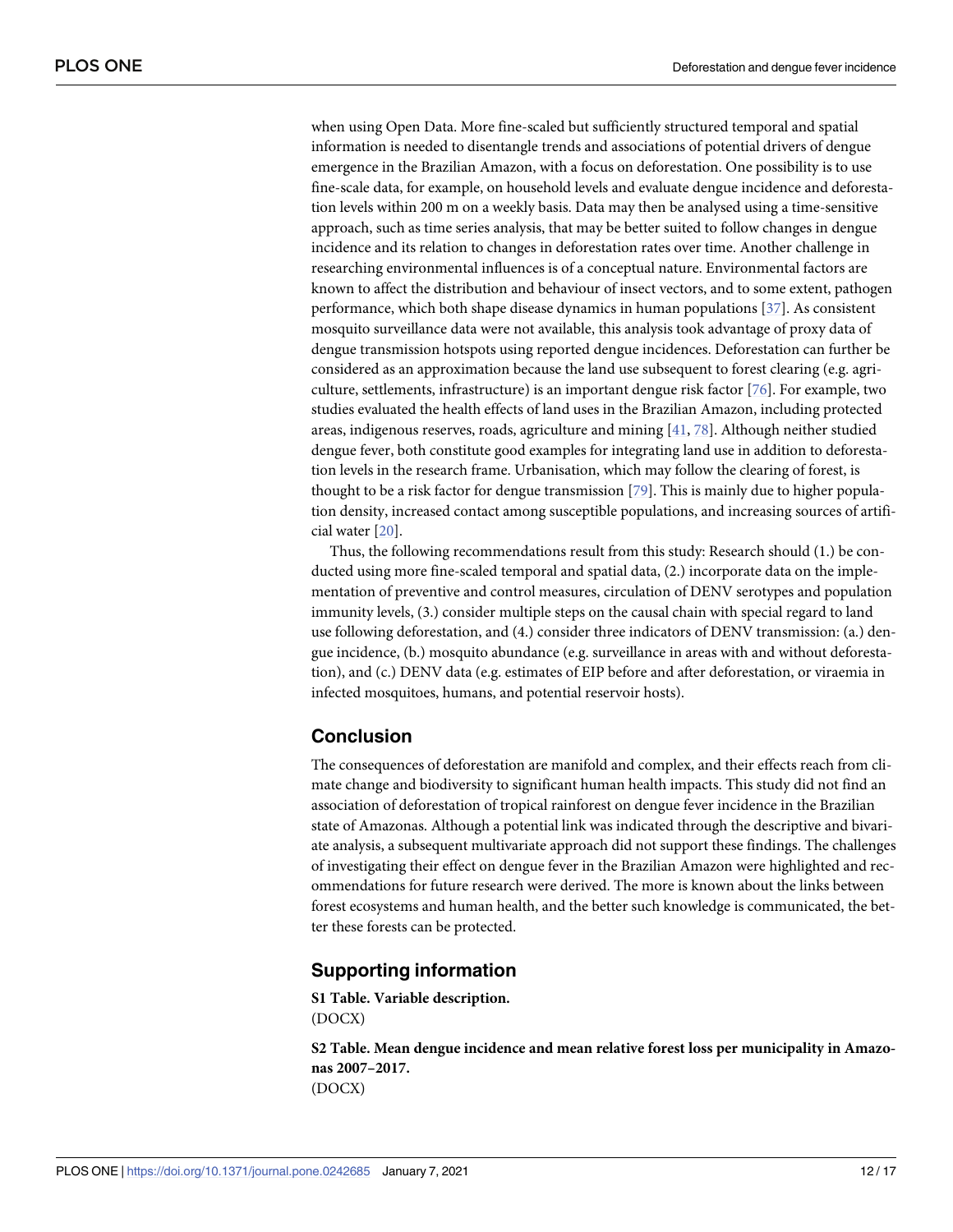when using Open Data. More fine-scaled but sufficiently structured temporal and spatial information is needed to disentangle trends and associations of potential drivers of dengue emergence in the Brazilian Amazon, with a focus on deforestation. One possibility is to use fine-scale data, for example, on household levels and evaluate dengue incidence and deforestation levels within 200 m on a weekly basis. Data may then be analysed using a time-sensitive approach, such as time series analysis, that may be better suited to follow changes in dengue incidence and its relation to changes in deforestation rates over time. Another challenge in researching environmental influences is of a conceptual nature. Environmental factors are known to affect the distribution and behaviour of insect vectors, and to some extent, pathogen performance, which both shape disease dynamics in human populations [37]. As consistent mosquito surveillance data were not available, this analysis took advantage of proxy data of dengue transmission hotspots using reported dengue incidences. Deforestation can further be considered as an approximation because the land use subsequent to forest clearing (e.g. agriculture, settlements, infrastructure) is an important dengue risk factor [76]. For example, two studies evaluated the health effects of land uses in the Brazilian Amazon, including protected areas, indigenous reserves, roads, agriculture and mining [41, 78]. Although neither studied dengue fever, both constitute good examples for integrating land use in addition to deforestation levels in the research frame. Urbanisation, which may follow the clearing of forest, is thought to be a risk factor for dengue transmission [79]. This is mainly due to higher population density, increased contact among susceptible populations, and increasing sources of artificial water [20].

Thus, the following recommendations result from this study: Research should (1.) be conducted using more fine-scaled temporal and spatial data, (2.) incorporate data on the implementation of preventive and control measures, circulation of DENV serotypes and population immunity levels, (3.) consider multiple steps on the causal chain with special regard to land use following deforestation, and (4.) consider three indicators of DENV transmission: (a.) dengue incidence, (b.) mosquito abundance (e.g. surveillance in areas with and without deforestation), and (c.) DENV data (e.g. estimates of EIP before and after deforestation, or viraemia in infected mosquitoes, humans, and potential reservoir hosts).

## Conclusion

The consequences of deforestation are manifold and complex, and their effects reach from climate change and biodiversity to significant human health impacts. This study did not find an association of deforestation of tropical rainforest on dengue fever incidence in the Brazilian state of Amazonas. Although a potential link was indicated through the descriptive and bivariate analysis, a subsequent multivariate approach did not support these findings. The challenges of investigating their effect on dengue fever in the Brazilian Amazon were highlighted and recommendations for future research were derived. The more is known about the links between forest ecosystems and human health, and the better such knowledge is communicated, the better these forests can be protected.

## Supporting information

**S1 Table. Variable description.**
(DOCX)

**S2 Table. Mean dengue incidence and mean relative forest loss per municipality in Amazonas 2007–2017.**
(DOCX)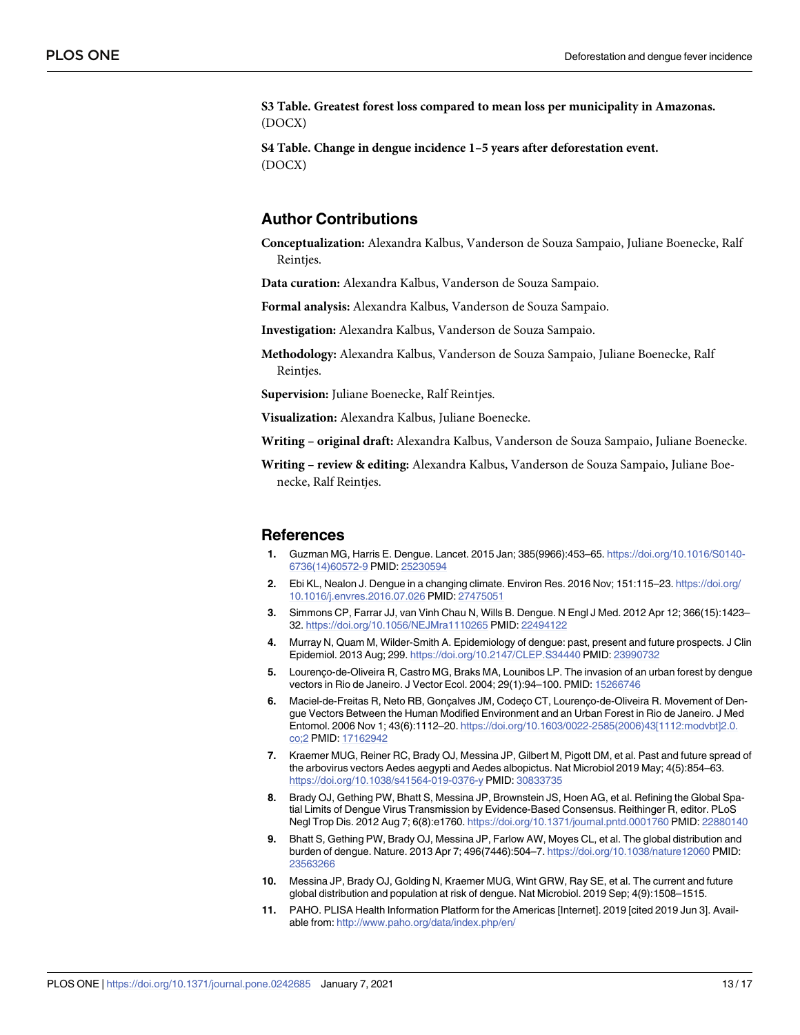**S3 Table. Greatest forest loss compared to mean loss per municipality in Amazonas.**
(DOCX)

**S4 Table. Change in dengue incidence 1–5 years after deforestation event.**
(DOCX)

## Author Contributions

**Conceptualization:** Alexandra Kalbus, Vanderson de Souza Sampaio, Juliane Boenecke, Ralf Reintjes.

**Data curation:** Alexandra Kalbus, Vanderson de Souza Sampaio.

**Formal analysis:** Alexandra Kalbus, Vanderson de Souza Sampaio.

**Investigation:** Alexandra Kalbus, Vanderson de Souza Sampaio.

**Methodology:** Alexandra Kalbus, Vanderson de Souza Sampaio, Juliane Boenecke, Ralf Reintjes.

**Supervision:** Juliane Boenecke, Ralf Reintjes.

**Visualization:** Alexandra Kalbus, Juliane Boenecke.

**Writing – original draft:** Alexandra Kalbus, Vanderson de Souza Sampaio, Juliane Boenecke.

**Writing – review & editing:** Alexandra Kalbus, Vanderson de Souza Sampaio, Juliane Boenecke, Ralf Reintjes.

## References

1. Guzman MG, Harris E. Dengue. Lancet. 2015 Jan; 385(9966):453–65. https://doi.org/10.1016/S0140-6736(14)60572-9 PMID: 25230594
2. Ebi KL, Nealon J. Dengue in a changing climate. Environ Res. 2016 Nov; 151:115–23. https://doi.org/10.1016/j.envres.2016.07.026 PMID: 27475051
3. Simmons CP, Farrar JJ, van Vinh Chau N, Wills B. Dengue. N Engl J Med. 2012 Apr 12; 366(15):1423–32. https://doi.org/10.1056/NEJMra1110265 PMID: 22494122
4. Murray N, Quam M, Wilder-Smith A. Epidemiology of dengue: past, present and future prospects. J Clin Epidemiol. 2013 Aug; 299. https://doi.org/10.2147/CLEP.S34440 PMID: 23990732
5. Lourenço-de-Oliveira R, Castro MG, Braks MA, Lounibos LP. The invasion of an urban forest by dengue vectors in Rio de Janeiro. J Vector Ecol. 2004; 29(1):94–100. PMID: 15266746
6. Maciel-de-Freitas R, Neto RB, Gonçalves JM, Codeço CT, Lourenço-de-Oliveira R. Movement of Dengue Vectors Between the Human Modified Environment and an Urban Forest in Rio de Janeiro. J Med Entomol. 2006 Nov 1; 43(6):1112–20. https://doi.org/10.1603/0022-2585(2006)43[1112:modvbt]2.0.co;2 PMID: 17162942
7. Kraemer MUG, Reiner RC, Brady OJ, Messina JP, Gilbert M, Pigott DM, et al. Past and future spread of the arbovirus vectors Aedes aegypti and Aedes albopictus. Nat Microbiol 2019 May; 4(5):854–63. https://doi.org/10.1038/s41564-019-0376-y PMID: 30833735
8. Brady OJ, Gething PW, Bhatt S, Messina JP, Brownstein JS, Hoen AG, et al. Refining the Global Spatial Limits of Dengue Virus Transmission by Evidence-Based Consensus. Reithinger R, editor. PLoS Negl Trop Dis. 2012 Aug 7; 6(8):e1760. https://doi.org/10.1371/journal.pntd.0001760 PMID: 22880140
9. Bhatt S, Gething PW, Brady OJ, Messina JP, Farlow AW, Moyes CL, et al. The global distribution and burden of dengue. Nature. 2013 Apr 7; 496(7446):504–7. https://doi.org/10.1038/nature12060 PMID: 23563266
10. Messina JP, Brady OJ, Golding N, Kraemer MUG, Wint GRW, Ray SE, et al. The current and future global distribution and population at risk of dengue. Nat Microbiol. 2019 Sep; 4(9):1508–1515.
11. PAHO. PLISA Health Information Platform for the Americas [Internet]. 2019 [cited 2019 Jun 3]. Available from: http://www.paho.org/data/index.php/en/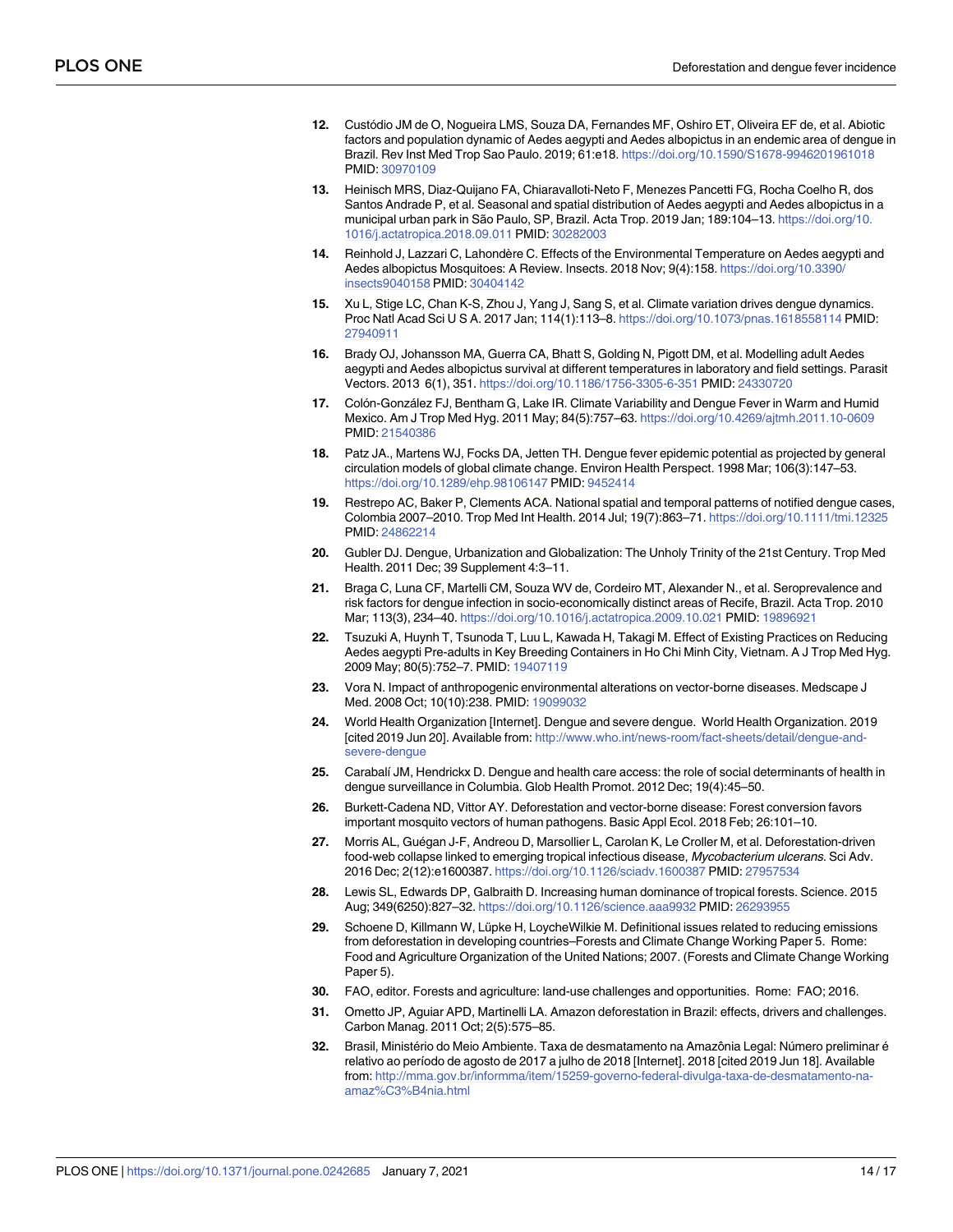12. Custódio JM de O, Nogueira LMS, Souza DA, Fernandes MF, Oshiro ET, Oliveira EF de, et al. Abiotic factors and population dynamic of Aedes aegypti and Aedes albopictus in an endemic area of dengue in Brazil. Rev Inst Med Trop Sao Paulo. 2019; 61:e18. https://doi.org/10.1590/S1678-9946201961018 PMID: 30970109

13. Heinisch MRS, Diaz-Quijano FA, Chiaravalloti-Neto F, Menezes Pancetti FG, Rocha Coelho R, dos Santos Andrade P, et al. Seasonal and spatial distribution of Aedes aegypti and Aedes albopictus in a municipal urban park in São Paulo, SP, Brazil. Acta Trop. 2019 Jan; 189:104–13. https://doi.org/10.1016/j.actatropica.2018.09.011 PMID: 30282003

14. Reinhold J, Lazzari C, Lahondère C. Effects of the Environmental Temperature on Aedes aegypti and Aedes albopictus Mosquitoes: A Review. Insects. 2018 Nov; 9(4):158. https://doi.org/10.3390/insects9040158 PMID: 30404142

15. Xu L, Stige LC, Chan K-S, Zhou J, Yang J, Sang S, et al. Climate variation drives dengue dynamics. Proc Natl Acad Sci U S A. 2017 Jan; 114(1):113–8. https://doi.org/10.1073/pnas.1618558114 PMID: 27940911

16. Brady OJ, Johansson MA, Guerra CA, Bhatt S, Golding N, Pigott DM, et al. Modelling adult Aedes aegypti and Aedes albopictus survival at different temperatures in laboratory and field settings. Parasit Vectors. 2013 6(1), 351. https://doi.org/10.1186/1756-3305-6-351 PMID: 24330720

17. Colón-González FJ, Bentham G, Lake IR. Climate Variability and Dengue Fever in Warm and Humid Mexico. Am J Trop Med Hyg. 2011 May; 84(5):757–63. https://doi.org/10.4269/ajtmh.2011.10-0609 PMID: 21540386

18. Patz JA., Martens WJ, Focks DA, Jetten TH. Dengue fever epidemic potential as projected by general circulation models of global climate change. Environ Health Perspect. 1998 Mar; 106(3):147–53. https://doi.org/10.1289/ehp.98106147 PMID: 9452414

19. Restrepo AC, Baker P, Clements ACA. National spatial and temporal patterns of notified dengue cases, Colombia 2007–2010. Trop Med Int Health. 2014 Jul; 19(7):863–71. https://doi.org/10.1111/tmi.12325 PMID: 24862214

20. Gubler DJ. Dengue, Urbanization and Globalization: The Unholy Trinity of the 21st Century. Trop Med Health. 2011 Dec; 39 Supplement 4:3–11.

21. Braga C, Luna CF, Martelli CM, Souza WV de, Cordeiro MT, Alexander N., et al. Seroprevalence and risk factors for dengue infection in socio-economically distinct areas of Recife, Brazil. Acta Trop. 2010 Mar; 113(3), 234–40. https://doi.org/10.1016/j.actatropica.2009.10.021 PMID: 19896921

22. Tsuzuki A, Huynh T, Tsunoda T, Luu L, Kawada H, Takagi M. Effect of Existing Practices on Reducing Aedes aegypti Pre-adults in Key Breeding Containers in Ho Chi Minh City, Vietnam. A J Trop Med Hyg. 2009 May; 80(5):752–7. PMID: 19407119

23. Vora N. Impact of anthropogenic environmental alterations on vector-borne diseases. Medscape J Med. 2008 Oct; 10(10):238. PMID: 19099032

24. World Health Organization [Internet]. Dengue and severe dengue. World Health Organization. 2019 [cited 2019 Jun 20]. Available from: http://www.who.int/news-room/fact-sheets/detail/dengue-and-severe-dengue

25. Carabalí JM, Hendrickx D. Dengue and health care access: the role of social determinants of health in dengue surveillance in Columbia. Glob Health Promot. 2012 Dec; 19(4):45–50.

26. Burkett-Cadena ND, Vittor AY. Deforestation and vector-borne disease: Forest conversion favors important mosquito vectors of human pathogens. Basic Appl Ecol. 2018 Feb; 26:101–10.

27. Morris AL, Guégan J-F, Andreou D, Marsollier L, Carolan K, Le Croller M, et al. Deforestation-driven food-web collapse linked to emerging tropical infectious disease, *Mycobacterium ulcerans*. Sci Adv. 2016 Dec; 2(12):e1600387. https://doi.org/10.1126/sciadv.1600387 PMID: 27957534

28. Lewis SL, Edwards DP, Galbraith D. Increasing human dominance of tropical forests. Science. 2015 Aug; 349(6250):827–32. https://doi.org/10.1126/science.aaa9932 PMID: 26293955

29. Schoene D, Killmann W, Lüpke H, LoycheWilkie M. Definitional issues related to reducing emissions from deforestation in developing countries–Forests and Climate Change Working Paper 5. Rome: Food and Agriculture Organization of the United Nations; 2007. (Forests and Climate Change Working Paper 5).

30. FAO, editor. Forests and agriculture: land-use challenges and opportunities. Rome: FAO; 2016.

31. Ometto JP, Aguiar APD, Martinelli LA. Amazon deforestation in Brazil: effects, drivers and challenges. Carbon Manag. 2011 Oct; 2(5):575–85.

32. Brasil, Ministério do Meio Ambiente. Taxa de desmatamento na Amazônia Legal: Número preliminar é relativo ao período de agosto de 2017 a julho de 2018 [Internet]. 2018 [cited 2019 Jun 18]. Available from: http://mma.gov.br/informma/item/15259-governo-federal-divulga-taxa-de-desmatamento-na-amaz%C3%B4nia.html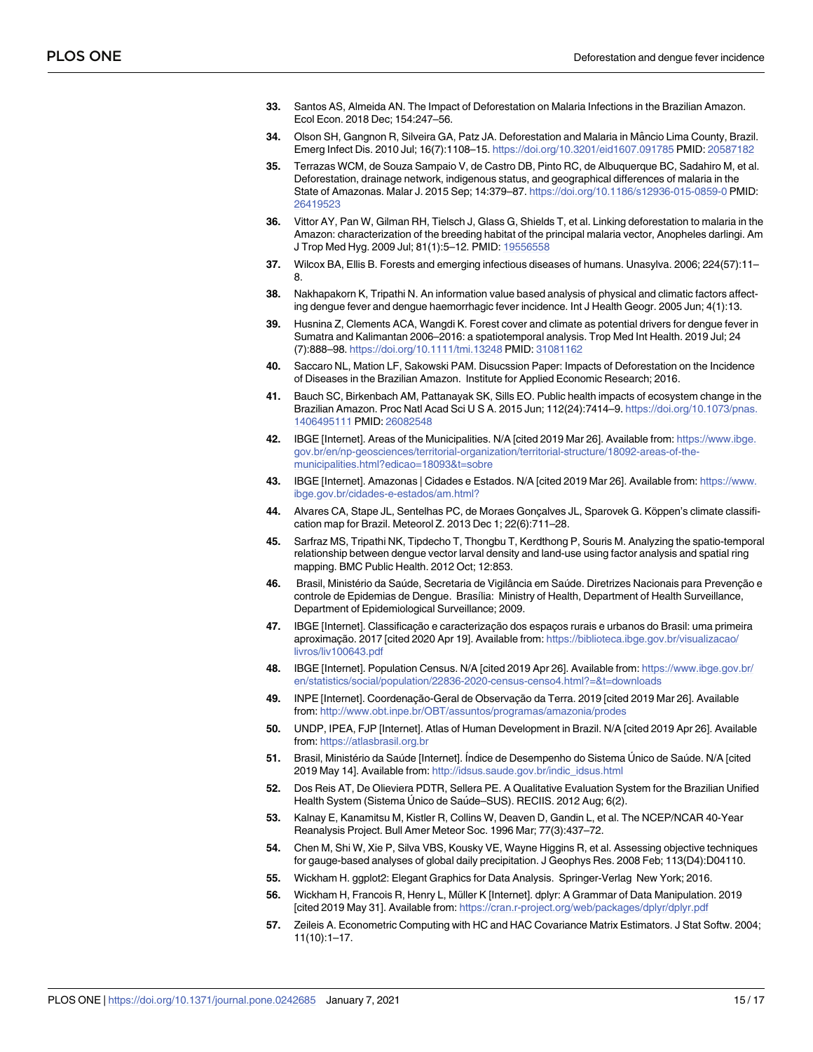33. Santos AS, Almeida AN. The Impact of Deforestation on Malaria Infections in the Brazilian Amazon. Ecol Econ. 2018 Dec; 154:247–56.
34. Olson SH, Gangnon R, Silveira GA, Patz JA. Deforestation and Malaria in Mâncio Lima County, Brazil. Emerg Infect Dis. 2010 Jul; 16(7):1108–15. https://doi.org/10.3201/eid1607.091785 PMID: 20587182
35. Terrazas WCM, de Souza Sampaio V, de Castro DB, Pinto RC, de Albuquerque BC, Sadahiro M, et al. Deforestation, drainage network, indigenous status, and geographical differences of malaria in the State of Amazonas. Malar J. 2015 Sep; 14:379–87. https://doi.org/10.1186/s12936-015-0859-0 PMID: 26419523
36. Vittor AY, Pan W, Gilman RH, Tielsch J, Glass G, Shields T, et al. Linking deforestation to malaria in the Amazon: characterization of the breeding habitat of the principal malaria vector, Anopheles darlingi. Am J Trop Med Hyg. 2009 Jul; 81(1):5–12. PMID: 19556558
37. Wilcox BA, Ellis B. Forests and emerging infectious diseases of humans. Unasylva. 2006; 224(57):11–8.
38. Nakhapakorn K, Tripathi N. An information value based analysis of physical and climatic factors affecting dengue fever and dengue haemorrhagic fever incidence. Int J Health Geogr. 2005 Jun; 4(1):13.
39. Husnina Z, Clements ACA, Wangdi K. Forest cover and climate as potential drivers for dengue fever in Sumatra and Kalimantan 2006–2016: a spatiotemporal analysis. Trop Med Int Health. 2019 Jul; 24 (7):888–98. https://doi.org/10.1111/tmi.13248 PMID: 31081162
40. Saccaro NL, Mation LF, Sakowski PAM. Disucssion Paper: Impacts of Deforestation on the Incidence of Diseases in the Brazilian Amazon. Institute for Applied Economic Research; 2016.
41. Bauch SC, Birkenbach AM, Pattanayak SK, Sills EO. Public health impacts of ecosystem change in the Brazilian Amazon. Proc Natl Acad Sci U S A. 2015 Jun; 112(24):7414–9. https://doi.org/10.1073/pnas.1406495111 PMID: 26082548
42. IBGE [Internet]. Areas of the Municipalities. N/A [cited 2019 Mar 26]. Available from: https://www.ibge.gov.br/en/np-geosciences/territorial-organization/territorial-structure/18092-areas-of-the-municipalities.html?edicao=18093&t=sobre
43. IBGE [Internet]. Amazonas | Cidades e Estados. N/A [cited 2019 Mar 26]. Available from: https://www.ibge.gov.br/cidades-e-estados/am.html?
44. Alvares CA, Stape JL, Sentelhas PC, de Moraes Gonçalves JL, Sparovek G. Köppen's climate classification map for Brazil. Meteorol Z. 2013 Dec 1; 22(6):711–28.
45. Sarfraz MS, Tripathi NK, Tipdecho T, Thongbu T, Kerdthong P, Souris M. Analyzing the spatio-temporal relationship between dengue vector larval density and land-use using factor analysis and spatial ring mapping. BMC Public Health. 2012 Oct; 12:853.
46. Brasil, Ministério da Saúde, Secretaria de Vigilância em Saúde. Diretrizes Nacionais para Prevenção e controle de Epidemias de Dengue. Brasília: Ministry of Health, Department of Health Surveillance, Department of Epidemiological Surveillance; 2009.
47. IBGE [Internet]. Classificação e caracterização dos espaços rurais e urbanos do Brasil: uma primeira aproximação. 2017 [cited 2020 Apr 19]. Available from: https://biblioteca.ibge.gov.br/visualizacao/livros/liv100643.pdf
48. IBGE [Internet]. Population Census. N/A [cited 2019 Apr 26]. Available from: https://www.ibge.gov.br/en/statistics/social/population/22836-2020-census-censo4.html?=&t=downloads
49. INPE [Internet]. Coordenação-Geral de Observação da Terra. 2019 [cited 2019 Mar 26]. Available from: http://www.obt.inpe.br/OBT/assuntos/programas/amazonia/prodes
50. UNDP, IPEA, FJP [Internet]. Atlas of Human Development in Brazil. N/A [cited 2019 Apr 26]. Available from: https://atlasbrasil.org.br
51. Brasil, Ministério da Saúde [Internet]. Índice de Desempenho do Sistema Único de Saúde. N/A [cited 2019 May 14]. Available from: http://idsus.saude.gov.br/indic_idsus.html
52. Dos Reis AT, De Olieviera PDTR, Sellera PE. A Qualitative Evaluation System for the Brazilian Unified Health System (Sistema Único de Saúde–SUS). RECIIS. 2012 Aug; 6(2).
53. Kalnay E, Kanamitsu M, Kistler R, Collins W, Deaven D, Gandin L, et al. The NCEP/NCAR 40-Year Reanalysis Project. Bull Amer Meteor Soc. 1996 Mar; 77(3):437–72.
54. Chen M, Shi W, Xie P, Silva VBS, Kousky VE, Wayne Higgins R, et al. Assessing objective techniques for gauge-based analyses of global daily precipitation. J Geophys Res. 2008 Feb; 113(D4):D04110.
55. Wickham H. ggplot2: Elegant Graphics for Data Analysis. Springer-Verlag New York; 2016.
56. Wickham H, Francois R, Henry L, Müller K [Internet]. dplyr: A Grammar of Data Manipulation. 2019 [cited 2019 May 31]. Available from: https://cran.r-project.org/web/packages/dplyr/dplyr.pdf
57. Zeileis A. Econometric Computing with HC and HAC Covariance Matrix Estimators. J Stat Softw. 2004; 11(10):1–17.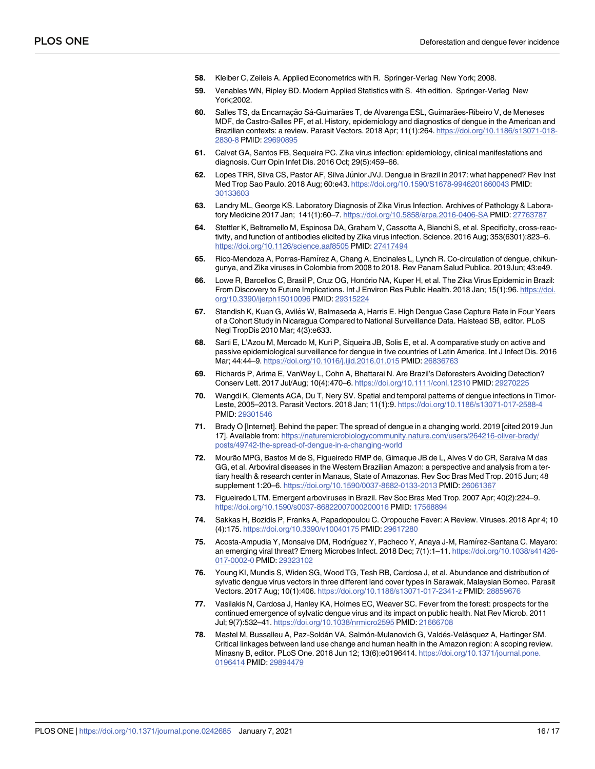58. Kleiber C, Zeileis A. Applied Econometrics with R. Springer-Verlag New York; 2008.

59. Venables WN, Ripley BD. Modern Applied Statistics with S. 4th edition. Springer-Verlag New York;2002.

60. Salles TS, da Encarnação Sá-Guimarães T, de Alvarenga ESL, Guimarães-Ribeiro V, de Meneses MDF, de Castro-Salles PF, et al. History, epidemiology and diagnostics of dengue in the American and Brazilian contexts: a review. Parasit Vectors. 2018 Apr; 11(1):264. https://doi.org/10.1186/s13071-018-2830-8 PMID: 29690895

61. Calvet GA, Santos FB, Sequeira PC. Zika virus infection: epidemiology, clinical manifestations and diagnosis. Curr Opin Infet Dis. 2016 Oct; 29(5):459–66.

62. Lopes TRR, Silva CS, Pastor AF, Silva Júnior JVJ. Dengue in Brazil in 2017: what happened? Rev Inst Med Trop Sao Paulo. 2018 Aug; 60:e43. https://doi.org/10.1590/S1678-9946201860043 PMID: 30133603

63. Landry ML, George KS. Laboratory Diagnosis of Zika Virus Infection. Archives of Pathology & Laboratory Medicine 2017 Jan; 141(1):60–7. https://doi.org/10.5858/arpa.2016-0406-SA PMID: 27763787

64. Stettler K, Beltramello M, Espinosa DA, Graham V, Cassotta A, Bianchi S, et al. Specificity, cross-reactivity, and function of antibodies elicited by Zika virus infection. Science. 2016 Aug; 353(6301):823–6. https://doi.org/10.1126/science.aaf8505 PMID: 27417494

65. Rico-Mendoza A, Porras-Ramírez A, Chang A, Encinales L, Lynch R. Co-circulation of dengue, chikungunya, and Zika viruses in Colombia from 2008 to 2018. Rev Panam Salud Publica. 2019Jun; 43:e49.

66. Lowe R, Barcellos C, Brasil P, Cruz OG, Honório NA, Kuper H, et al. The Zika Virus Epidemic in Brazil: From Discovery to Future Implications. Int J Environ Res Public Health. 2018 Jan; 15(1):96. https://doi.org/10.3390/ijerph15010096 PMID: 29315224

67. Standish K, Kuan G, Avilés W, Balmaseda A, Harris E. High Dengue Case Capture Rate in Four Years of a Cohort Study in Nicaragua Compared to National Surveillance Data. Halstead SB, editor. PLoS Negl TropDis 2010 Mar; 4(3):e633.

68. Sarti E, L'Azou M, Mercado M, Kuri P, Siqueira JB, Solis E, et al. A comparative study on active and passive epidemiological surveillance for dengue in five countries of Latin America. Int J Infect Dis. 2016 Mar; 44:44–9. https://doi.org/10.1016/j.ijid.2016.01.015 PMID: 26836763

69. Richards P, Arima E, VanWey L, Cohn A, Bhattarai N. Are Brazil's Deforesters Avoiding Detection? Conserv Lett. 2017 Jul/Aug; 10(4):470–6. https://doi.org/10.1111/conl.12310 PMID: 29270225

70. Wangdi K, Clements ACA, Du T, Nery SV. Spatial and temporal patterns of dengue infections in Timor-Leste, 2005–2013. Parasit Vectors. 2018 Jan; 11(1):9. https://doi.org/10.1186/s13071-017-2588-4 PMID: 29301546

71. Brady O [Internet]. Behind the paper: The spread of dengue in a changing world. 2019 [cited 2019 Jun 17]. Available from: https://naturemicrobiologycommunity.nature.com/users/264216-oliver-brady/posts/49742-the-spread-of-dengue-in-a-changing-world

72. Mourão MPG, Bastos M de S, Figueiredo RMP de, Gimaque JB de L, Alves V do CR, Saraiva M das GG, et al. Arboviral diseases in the Western Brazilian Amazon: a perspective and analysis from a tertiary health & research center in Manaus, State of Amazonas. Rev Soc Bras Med Trop. 2015 Jun; 48 supplement 1:20–6. https://doi.org/10.1590/0037-8682-0133-2013 PMID: 26061367

73. Figueiredo LTM. Emergent arboviruses in Brazil. Rev Soc Bras Med Trop. 2007 Apr; 40(2):224–9. https://doi.org/10.1590/s0037-86822007000200016 PMID: 17568894

74. Sakkas H, Bozidis P, Franks A, Papadopoulou C. Oropouche Fever: A Review. Viruses. 2018 Apr 4; 10 (4):175. https://doi.org/10.3390/v10040175 PMID: 29617280

75. Acosta-Ampudia Y, Monsalve DM, Rodríguez Y, Pacheco Y, Anaya J-M, Ramírez-Santana C. Mayaro: an emerging viral threat? Emerg Microbes Infect. 2018 Dec; 7(1):1–11. https://doi.org/10.1038/s41426-017-0002-0 PMID: 29323102

76. Young KI, Mundis S, Widen SG, Wood TG, Tesh RB, Cardosa J, et al. Abundance and distribution of sylvatic dengue virus vectors in three different land cover types in Sarawak, Malaysian Borneo. Parasit Vectors. 2017 Aug; 10(1):406. https://doi.org/10.1186/s13071-017-2341-z PMID: 28859676

77. Vasilakis N, Cardosa J, Hanley KA, Holmes EC, Weaver SC. Fever from the forest: prospects for the continued emergence of sylvatic dengue virus and its impact on public health. Nat Rev Microb. 2011 Jul; 9(7):532–41. https://doi.org/10.1038/nrmicro2595 PMID: 21666708

78. Mastel M, Bussalleu A, Paz-Soldán VA, Salmón-Mulanovich G, Valdés-Velásquez A, Hartinger SM. Critical linkages between land use change and human health in the Amazon region: A scoping review. Minasny B, editor. PLoS One. 2018 Jun 12; 13(6):e0196414. https://doi.org/10.1371/journal.pone.0196414 PMID: 29894479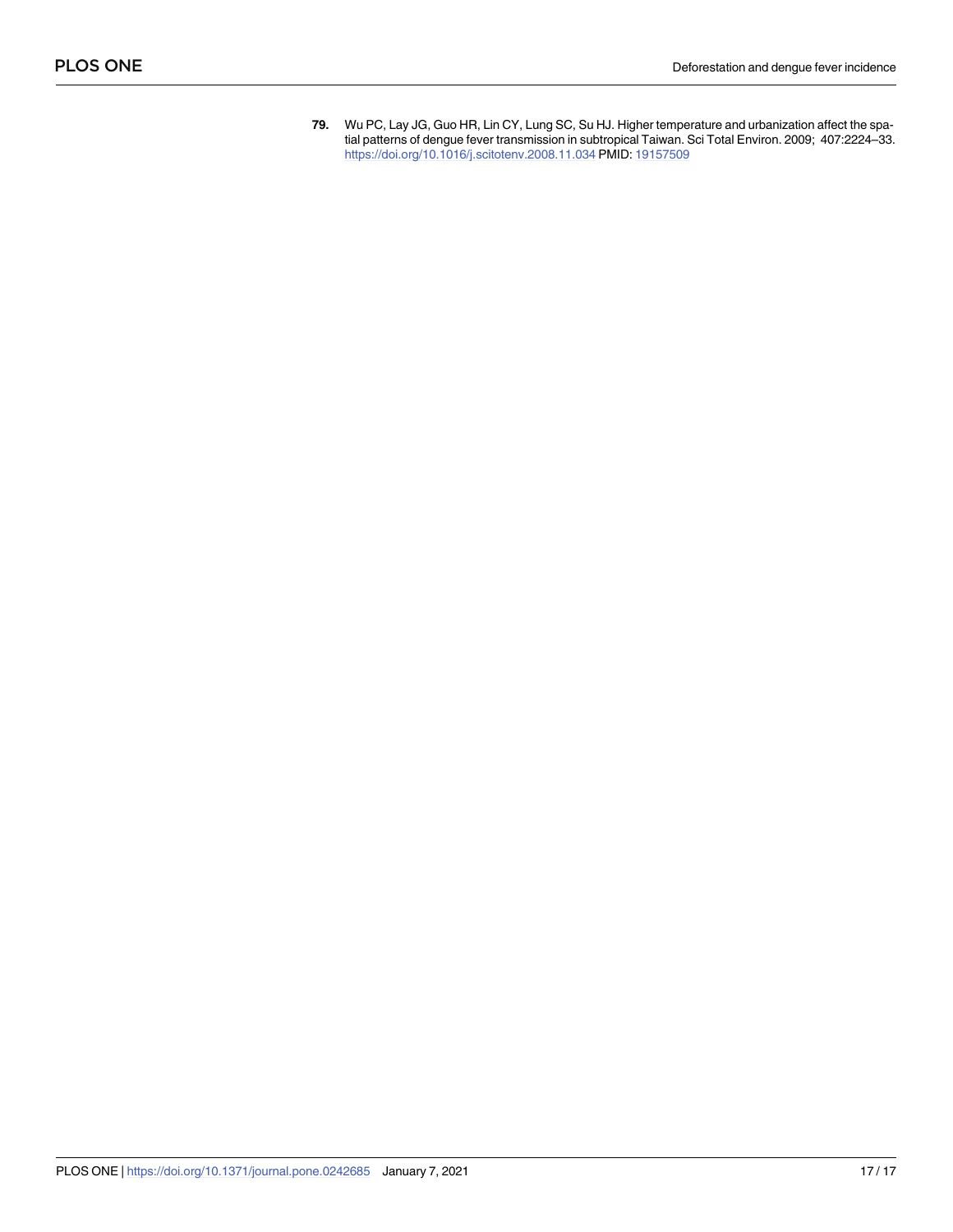79. Wu PC, Lay JG, Guo HR, Lin CY, Lung SC, Su HJ. Higher temperature and urbanization affect the spatial patterns of dengue fever transmission in subtropical Taiwan. Sci Total Environ. 2009; 407:2224–33. https://doi.org/10.1016/j.scitotenv.2008.11.034 PMID: 19157509